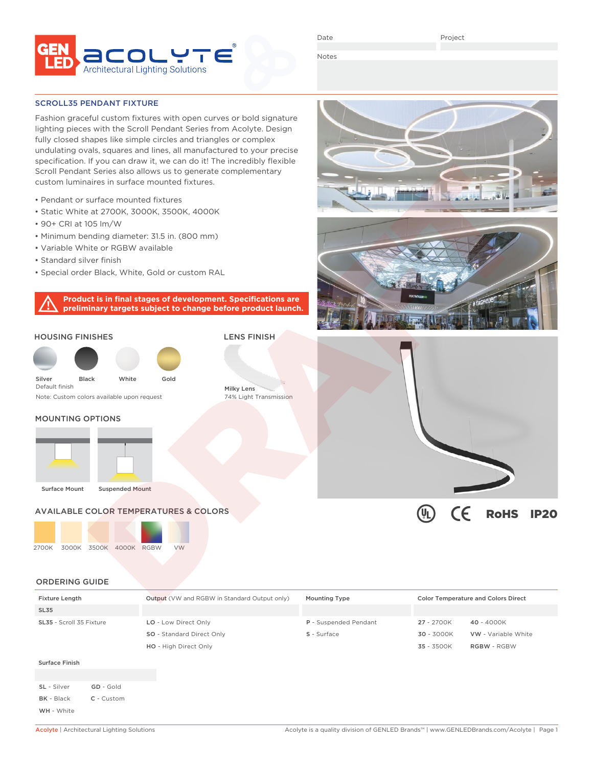GEN LED acolyte® Architectural Lighting Solutions

Date | Project

Notes

## SCROLL35 PENDANT FIXTURE

Fashion graceful custom fixtures with open curves or bold signature lighting pieces with the Scroll Pendant Series from Acolyte. Design fully closed shapes like simple circles and triangles or complex undulating ovals, squares and lines, all manufactured to your precise specification. If you can draw it, we can do it! The incredibly flexible Scroll Pendant Series also allows us to generate complementary custom luminaires in surface mounted fixtures.

- Pendant or surface mounted fixtures
- Static White at 2700K, 3000K, 3500K, 4000K
- 90+ CRI at 105 lm/W
- Minimum bending diameter: 31.5 in. (800 mm)
- Variable White or RGBW available
- Standard silver finish
- Special order Black, White, Gold or custom RAL

**Product is in final stages of development. Specifications are preliminary targets subject to change before product launch.**

### HOUSING FINISHES

Silver (Default finish) | Black | White | Gold

Note: Custom colors available upon request

### LENS FINISH

Milky Lens
74% Light Transmission

### MOUNTING OPTIONS

Surface Mount | Suspended Mount

### AVAILABLE COLOR TEMPERATURES & COLORS

2700K | 3000K | 3500K | 4000K | RGBW | VW

UL | CE | RoHS | IP20

### ORDERING GUIDE

| Fixture Length | Output (VW and RGBW in Standard Output only) | Mounting Type | Color Temperature and Colors Direct | |
|---|---|---|---|---|
| SL35 | | | | |
| **SL35** - Scroll 35 Fixture | **LO** - Low Direct Only | **P** - Suspended Pendant | **27** - 2700K | **40** - 4000K |
| | **SO** - Standard Direct Only | **S** - Surface | **30** - 3000K | **VW** - Variable White |
| | **HO** - High Direct Only | | **35** - 3500K | **RGBW** - RGBW |

| Surface Finish | |
|---|---|
| | |
| **SL** - Silver | **GD** - Gold |
| **BK** - Black | **C** - Custom |
| **WH** - White | |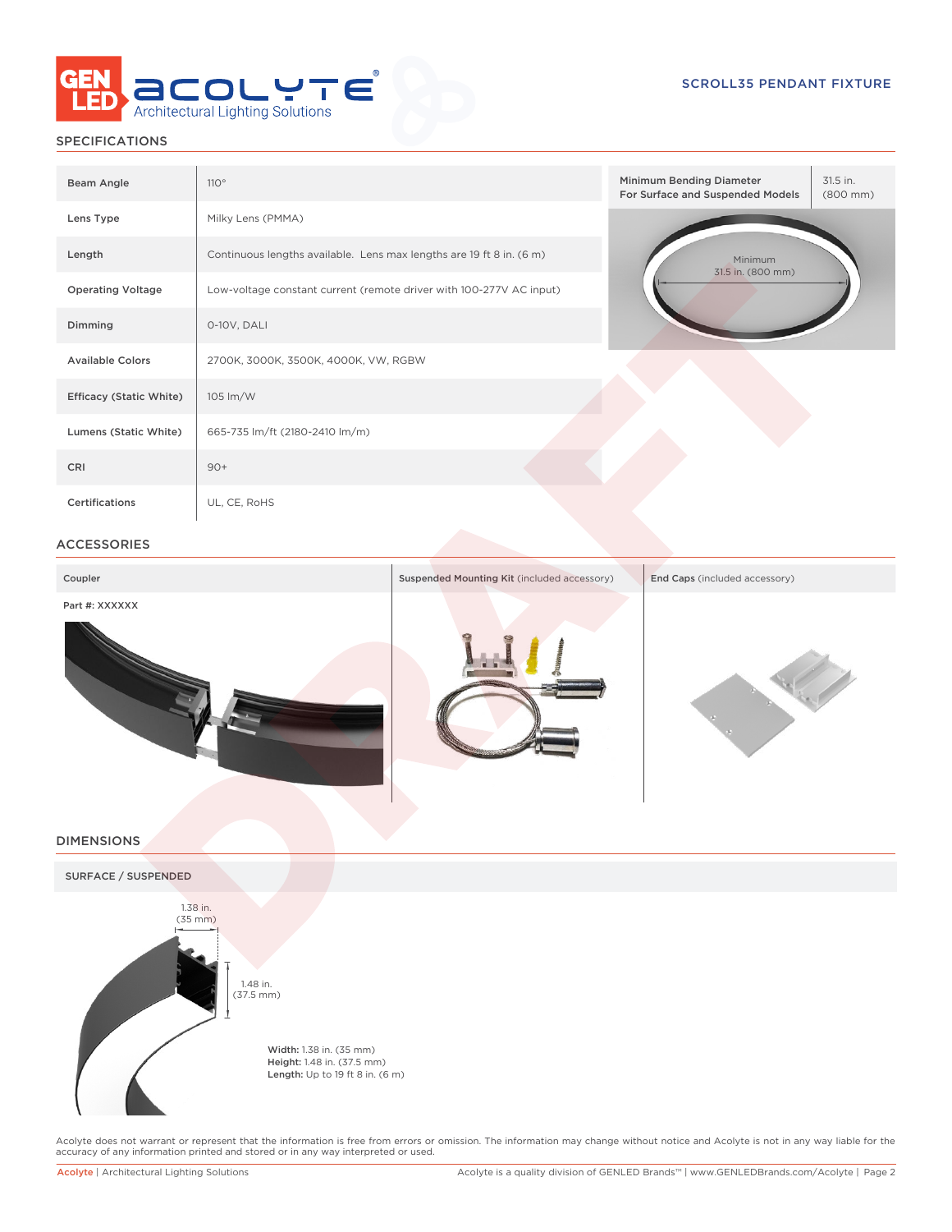SCROLL35 PENDANT FIXTURE

## SPECIFICATIONS

| | |
|---|---|
| Beam Angle | 110° |
| Lens Type | Milky Lens (PMMA) |
| Length | Continuous lengths available. Lens max lengths are 19 ft 8 in. (6 m) |
| Operating Voltage | Low-voltage constant current (remote driver with 100-277V AC input) |
| Dimming | 0-10V, DALI |
| Available Colors | 2700K, 3000K, 3500K, 4000K, VW, RGBW |
| Efficacy (Static White) | 105 lm/W |
| Lumens (Static White) | 665-735 lm/ft (2180-2410 lm/m) |
| CRI | 90+ |
| Certifications | UL, CE, RoHS |

| Minimum Bending Diameter For Surface and Suspended Models | 31.5 in. (800 mm) |
|---|---|

Minimum 31.5 in. (800 mm)

## ACCESSORIES

| Coupler | Suspended Mounting Kit (included accessory) | End Caps (included accessory) |
|---|---|---|
| Part #: XXXXXX | | |

## DIMENSIONS

### SURFACE / SUSPENDED

1.38 in. (35 mm)

1.48 in. (37.5 mm)

**Width:** 1.38 in. (35 mm)
**Height:** 1.48 in. (37.5 mm)
**Length:** Up to 19 ft 8 in. (6 m)

Acolyte does not warrant or represent that the information is free from errors or omission. The information may change without notice and Acolyte is not in any way liable for the accuracy of any information printed and stored or in any way interpreted or used.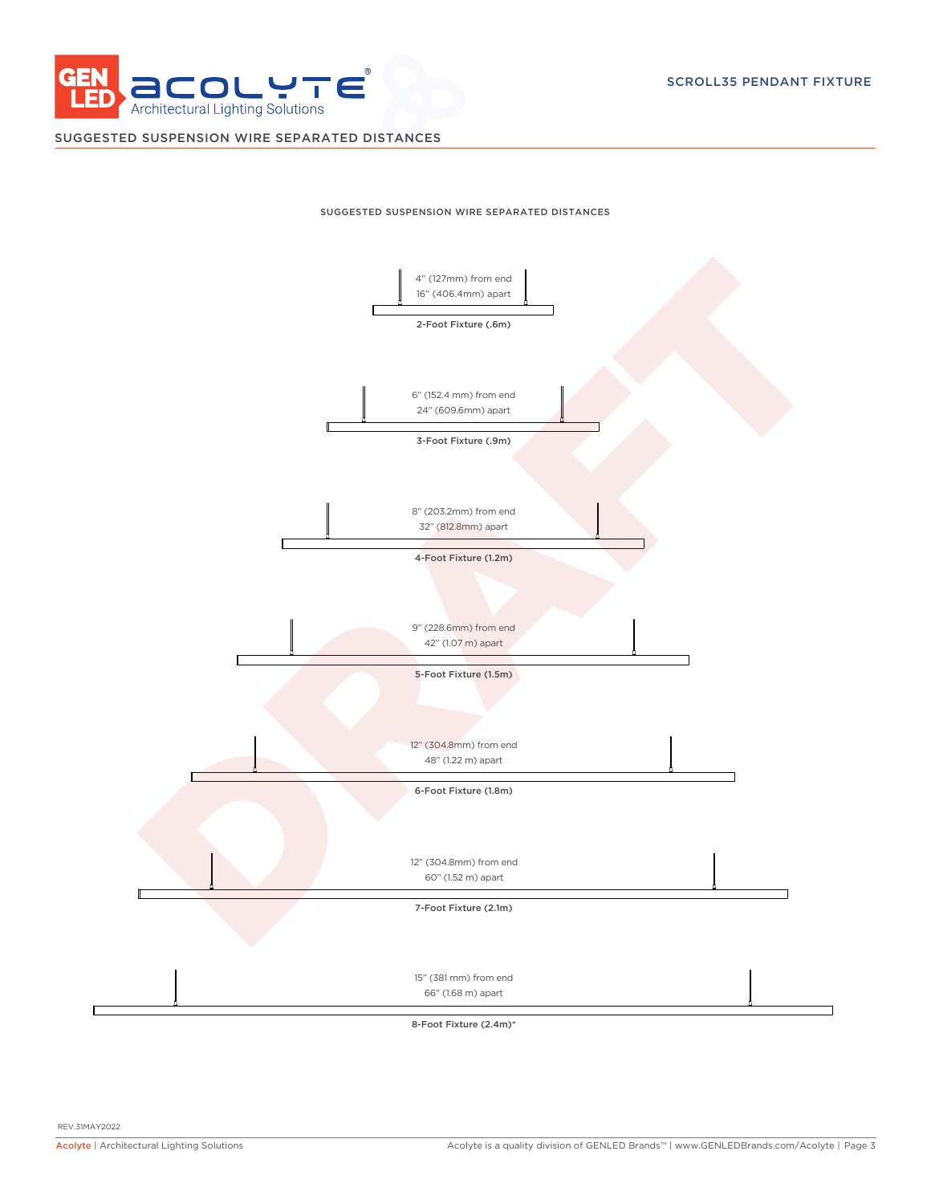## SUGGESTED SUSPENSION WIRE SEPARATED DISTANCES

SUGGESTED SUSPENSION WIRE SEPARATED DISTANCES

4" (127mm) from end
16" (406.4mm) apart

**2-Foot Fixture (.6m)**

6" (152.4 mm) from end
24" (609.6mm) apart

**3-Foot Fixture (.9m)**

8" (203.2mm) from end
32" (812.8mm) apart

**4-Foot Fixture (1.2m)**

9" (228.6mm) from end
42" (1.07 m) apart

**5-Foot Fixture (1.5m)**

12" (304.8mm) from end
48" (1.22 m) apart

**6-Foot Fixture (1.8m)**

12" (304.8mm) from end
60" (1.52 m) apart

**7-Foot Fixture (2.1m)**

15" (381 mm) from end
66" (1.68 m) apart

**8-Foot Fixture (2.4m)***

REV.31MAY2022